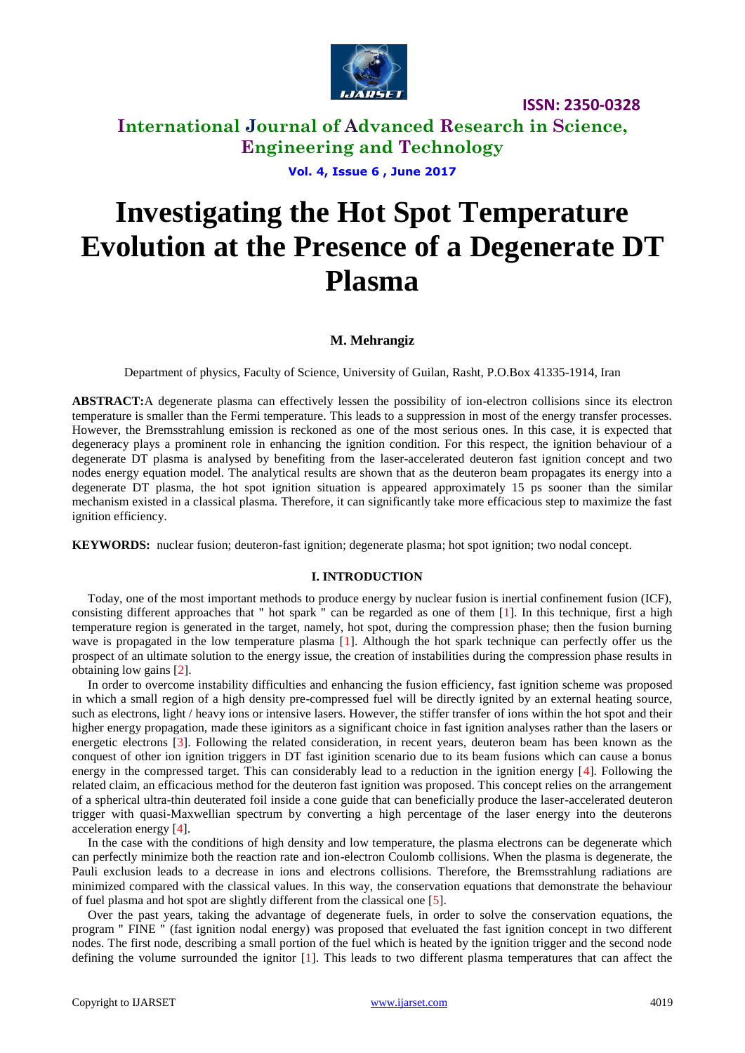# Investigating the Hot Spot Temperature Evolution at the Presence of a Degenerate DT Plasma

**M. Mehrangiz**

Department of physics, Faculty of Science, University of Guilan, Rasht, P.O.Box 41335-1914, Iran

**ABSTRACT:**A degenerate plasma can effectively lessen the possibility of ion-electron collisions since its electron temperature is smaller than the Fermi temperature. This leads to a suppression in most of the energy transfer processes. However, the Bremsstrahlung emission is reckoned as one of the most serious ones. In this case, it is expected that degeneracy plays a prominent role in enhancing the ignition condition. For this respect, the ignition behaviour of a degenerate DT plasma is analysed by benefiting from the laser-accelerated deuteron fast ignition concept and two nodes energy equation model. The analytical results are shown that as the deuteron beam propagates its energy into a degenerate DT plasma, the hot spot ignition situation is appeared approximately 15 ps sooner than the similar mechanism existed in a classical plasma. Therefore, it can significantly take more efficacious step to maximize the fast ignition efficiency.

**KEYWORDS:** nuclear fusion; deuteron-fast ignition; degenerate plasma; hot spot ignition; two nodal concept.

## I. INTRODUCTION

Today, one of the most important methods to produce energy by nuclear fusion is inertial confinement fusion (ICF), consisting different approaches that " hot spark " can be regarded as one of them [1]. In this technique, first a high temperature region is generated in the target, namely, hot spot, during the compression phase; then the fusion burning wave is propagated in the low temperature plasma [1]. Although the hot spark technique can perfectly offer us the prospect of an ultimate solution to the energy issue, the creation of instabilities during the compression phase results in obtaining low gains [2].

In order to overcome instability difficulties and enhancing the fusion efficiency, fast ignition scheme was proposed in which a small region of a high density pre-compressed fuel will be directly ignited by an external heating source, such as electrons, light / heavy ions or intensive lasers. However, the stiffer transfer of ions within the hot spot and their higher energy propagation, made these iginitors as a significant choice in fast ignition analyses rather than the lasers or energetic electrons [3]. Following the related consideration, in recent years, deuteron beam has been known as the conquest of other ion ignition triggers in DT fast iginition scenario due to its beam fusions which can cause a bonus energy in the compressed target. This can considerably lead to a reduction in the ignition energy [4]. Following the related claim, an efficacious method for the deuteron fast ignition was proposed. This concept relies on the arrangement of a spherical ultra-thin deuterated foil inside a cone guide that can beneficially produce the laser-accelerated deuteron trigger with quasi-Maxwellian spectrum by converting a high percentage of the laser energy into the deuterons acceleration energy [4].

In the case with the conditions of high density and low temperature, the plasma electrons can be degenerate which can perfectly minimize both the reaction rate and ion-electron Coulomb collisions. When the plasma is degenerate, the Pauli exclusion leads to a decrease in ions and electrons collisions. Therefore, the Bremsstrahlung radiations are minimized compared with the classical values. In this way, the conservation equations that demonstrate the behaviour of fuel plasma and hot spot are slightly different from the classical one [5].

Over the past years, taking the advantage of degenerate fuels, in order to solve the conservation equations, the program " FINE " (fast ignition nodal energy) was proposed that eveluated the fast ignition concept in two different nodes. The first node, describing a small portion of the fuel which is heated by the ignition trigger and the second node defining the volume surrounded the ignitor [1]. This leads to two different plasma temperatures that can affect the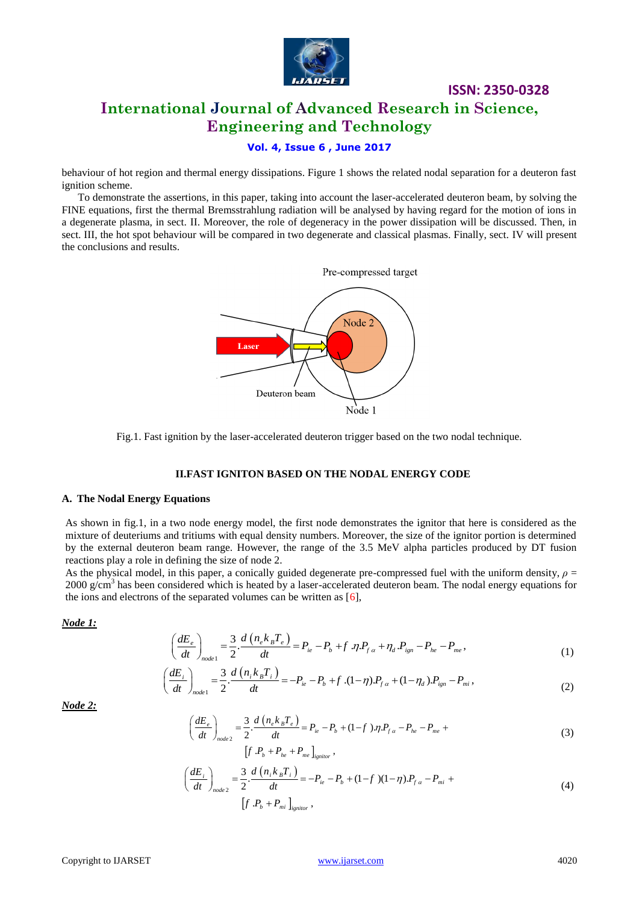behaviour of hot region and thermal energy dissipations. Figure 1 shows the related nodal separation for a deuteron fast ignition scheme.

To demonstrate the assertions, in this paper, taking into account the laser-accelerated deuteron beam, by solving the FINE equations, first the thermal Bremsstrahlung radiation will be analysed by having regard for the motion of ions in a degenerate plasma, in sect. II. Moreover, the role of degeneracy in the power dissipation will be discussed. Then, in sect. III, the hot spot behaviour will be compared in two degenerate and classical plasmas. Finally, sect. IV will present the conclusions and results.

Fig.1. Fast ignition by the laser-accelerated deuteron trigger based on the two nodal technique.

## II.FAST IGNITON BASED ON THE NODAL ENERGY CODE

### A. The Nodal Energy Equations

As shown in fig.1, in a two node energy model, the first node demonstrates the ignitor that here is considered as the mixture of deuteriums and tritiums with equal density numbers. Moreover, the size of the ignitor portion is determined by the external deuteron beam range. However, the range of the 3.5 MeV alpha particles produced by DT fusion reactions play a role in defining the size of node 2.

As the physical model, in this paper, a conically guided degenerate pre-compressed fuel with the uniform density, $\rho$ = 2000 g/cm$^3$ has been considered which is heated by a laser-accelerated deuteron beam. The nodal energy equations for the ions and electrons of the separated volumes can be written as [6],

***Node 1:***

$$\left(\frac{dE_e}{dt}\right)_{node1} = \frac{3}{2}.\frac{d\left(n_e k_B T_e\right)}{dt} = P_{ie} - P_b + f.\eta.P_{f\alpha} + \eta_d.P_{ign} - P_{he} - P_{me}, \tag{1}$$

$$\left(\frac{dE_i}{dt}\right)_{node1} = \frac{3}{2}.\frac{d\left(n_i k_B T_i\right)}{dt} = -P_{ie} - P_b + f.(1-\eta).P_{f\alpha} + (1-\eta_d).P_{ign} - P_{mi}, \tag{2}$$

***Node 2:***

$$\left(\frac{dE_e}{dt}\right)_{node2} = \frac{3}{2}.\frac{d\left(n_e k_B T_e\right)}{dt} = P_{ie} - P_b + (1-f).\eta.P_{f\alpha} - P_{he} - P_{me} + \left[f.P_b + P_{he} + P_{me}\right]_{ignitor}, \tag{3}$$

$$\left(\frac{dE_i}{dt}\right)_{node2} = \frac{3}{2}.\frac{d\left(n_i k_B T_i\right)}{dt} = -P_{ie} - P_b + (1-f)(1-\eta).P_{f\alpha} - P_{mi} + \left[f.P_b + P_{mi}\right]_{ignitor}, \tag{4}$$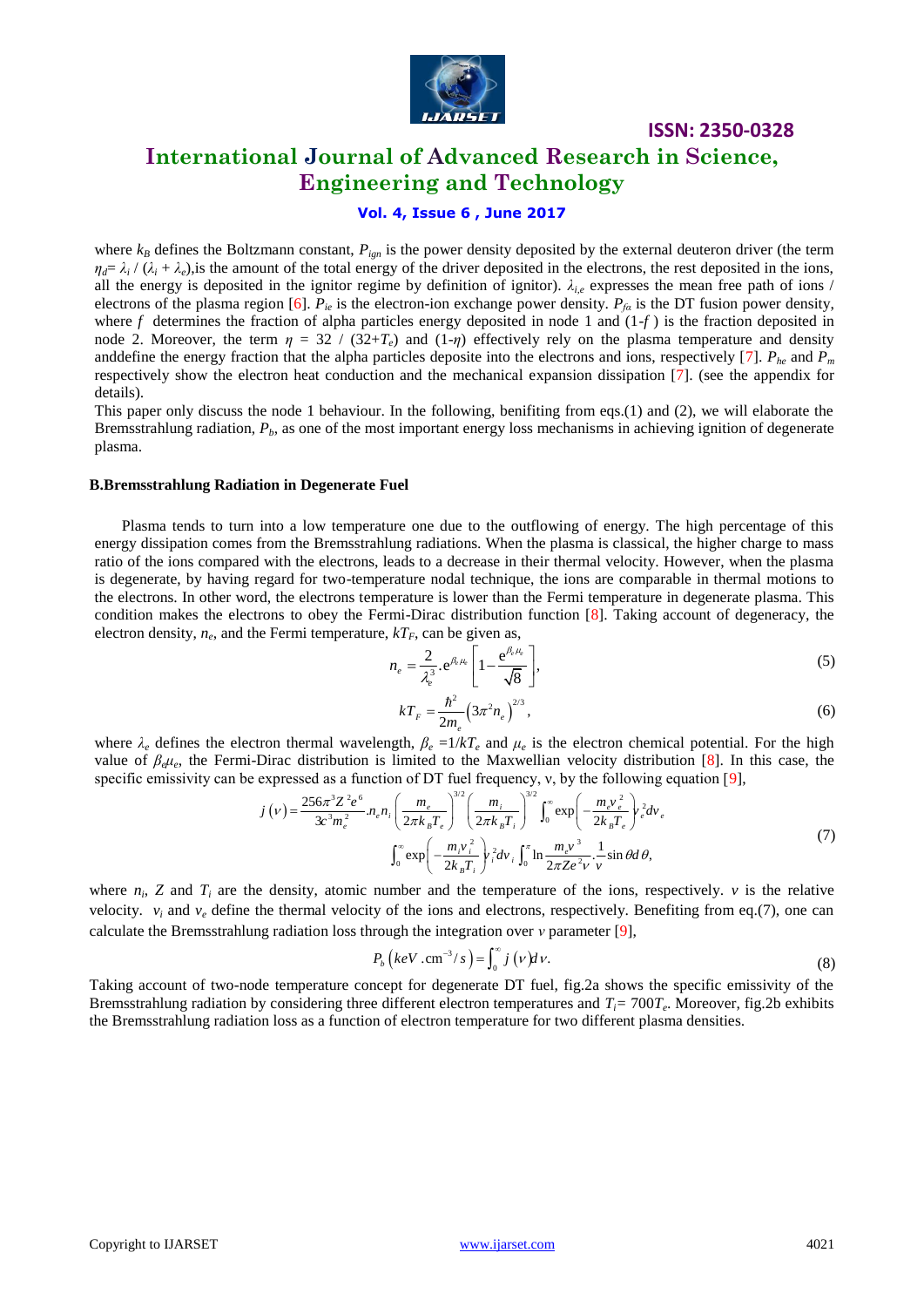where $k_B$ defines the Boltzmann constant, $P_{ign}$ is the power density deposited by the external deuteron driver (the term $\eta_d = \lambda_i / (\lambda_i + \lambda_e)$,is the amount of the total energy of the driver deposited in the electrons, the rest deposited in the ions, all the energy is deposited in the ignitor regime by definition of ignitor). $\lambda_{i,e}$ expresses the mean free path of ions / electrons of the plasma region [6]. $P_{ie}$ is the electron-ion exchange power density. $P_{f\alpha}$ is the DT fusion power density, where $f$ determines the fraction of alpha particles energy deposited in node 1 and (1-$f$ ) is the fraction deposited in node 2. Moreover, the term $\eta = 32 / (32+T_e)$ and (1-$\eta$) effectively rely on the plasma temperature and density anddefine the energy fraction that the alpha particles deposite into the electrons and ions, respectively [7]. $P_{he}$ and $P_m$ respectively show the electron heat conduction and the mechanical expansion dissipation [7]. (see the appendix for details).

This paper only discuss the node 1 behaviour. In the following, benifiting from eqs.(1) and (2), we will elaborate the Bremsstrahlung radiation, $P_b$, as one of the most important energy loss mechanisms in achieving ignition of degenerate plasma.

### B.Bremsstrahlung Radiation in Degenerate Fuel

Plasma tends to turn into a low temperature one due to the outflowing of energy. The high percentage of this energy dissipation comes from the Bremsstrahlung radiations. When the plasma is classical, the higher charge to mass ratio of the ions compared with the electrons, leads to a decrease in their thermal velocity. However, when the plasma is degenerate, by having regard for two-temperature nodal technique, the ions are comparable in thermal motions to the electrons. In other word, the electrons temperature is lower than the Fermi temperature in degenerate plasma. This condition makes the electrons to obey the Fermi-Dirac distribution function [8]. Taking account of degeneracy, the electron density, $n_e$, and the Fermi temperature, $kT_F$, can be given as,

$$n_e = \frac{2}{\lambda_e^3} . e^{\beta_e \mu_e} \left[ 1 - \frac{e^{\beta_e \mu_e}}{\sqrt{8}} \right], \tag{5}$$

$$kT_F = \frac{\hbar^2}{2m_e} \left( 3\pi^2 n_e \right)^{2/3}, \tag{6}$$

where $\lambda_e$ defines the electron thermal wavelength, $\beta_e = 1/kT_e$ and $\mu_e$ is the electron chemical potential. For the high value of $\beta_e \mu_e$, the Fermi-Dirac distribution is limited to the Maxwellian velocity distribution [8]. In this case, the specific emissivity can be expressed as a function of DT fuel frequency, ν, by the following equation [9],

$$\begin{aligned} j(\nu) = \frac{256\pi^3 Z^2 e^6}{3c^3 m_e^2} . n_e n_i \left( \frac{m_e}{2\pi k_B T_e} \right)^{3/2} \left( \frac{m_i}{2\pi k_B T_i} \right)^{3/2} \int_0^\infty \exp\left( -\frac{m_e v_e^2}{2k_B T_e} \right) v_e^2 dv_e \\ \int_0^\infty \exp\left( -\frac{m_i v_i^2}{2k_B T_i} \right) v_i^2 dv_i \int_0^\pi \ln \frac{m_e v^3}{2\pi Z e^2 \nu} . \frac{1}{v} \sin\theta d\theta, \end{aligned} \tag{7}$$

where $n_i$, $Z$ and $T_i$ are the density, atomic number and the temperature of the ions, respectively. $v$ is the relative velocity. $v_i$ and $v_e$ define the thermal velocity of the ions and electrons, respectively. Benefiting from eq.(7), one can calculate the Bremsstrahlung radiation loss through the integration over $\nu$ parameter [9],

$$P_b \left( keV . \text{cm}^{-3}/s \right) = \int_0^\infty j(\nu) d\nu. \tag{8}$$

Taking account of two-node temperature concept for degenerate DT fuel, fig.2a shows the specific emissivity of the Bremsstrahlung radiation by considering three different electron temperatures and $T_i = 700T_e$. Moreover, fig.2b exhibits the Bremsstrahlung radiation loss as a function of electron temperature for two different plasma densities.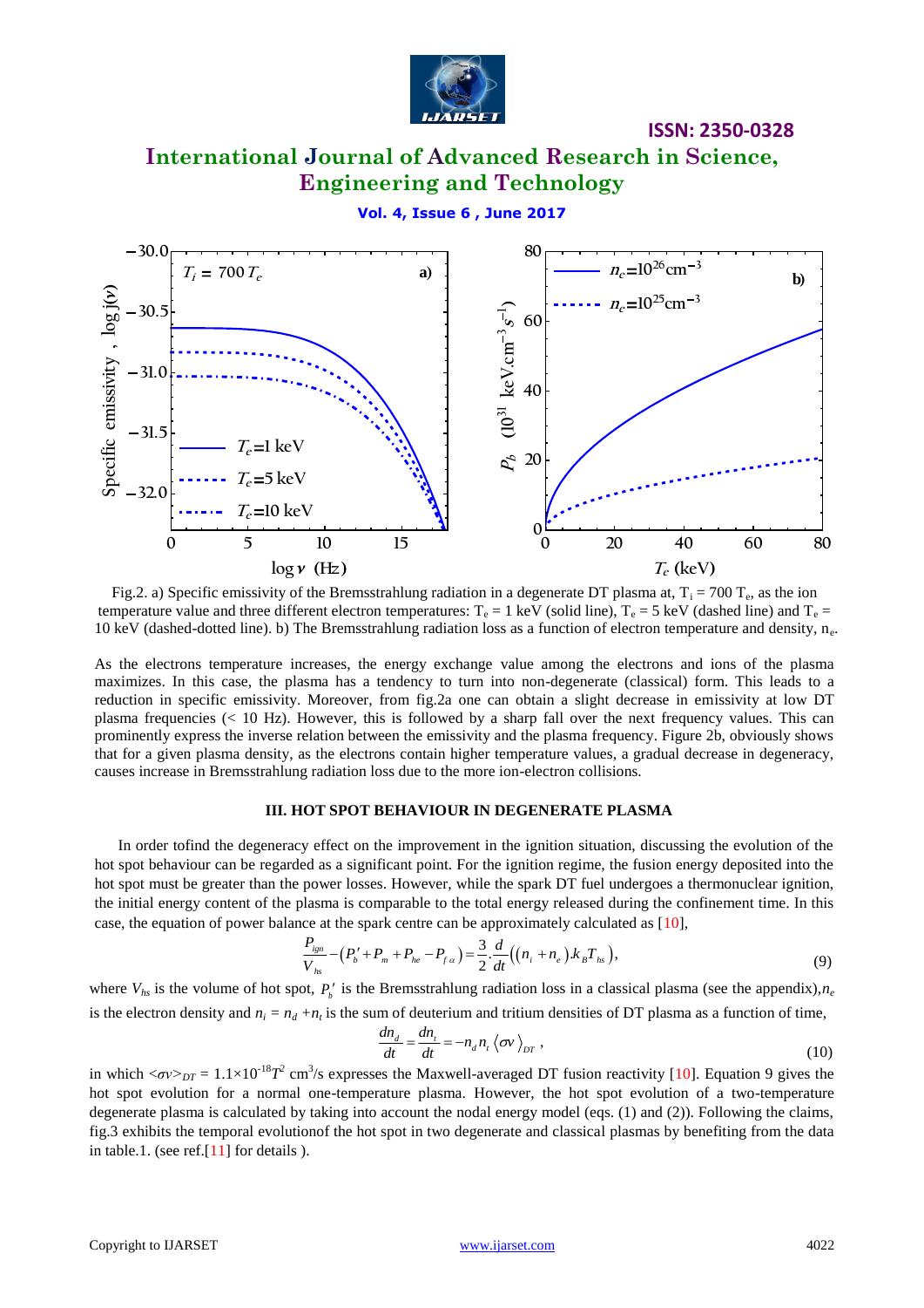Fig.2. a) Specific emissivity of the Bremsstrahlung radiation in a degenerate DT plasma at, $T_i = 700\ T_e$, as the ion temperature value and three different electron temperatures: $T_e = 1$ keV (solid line), $T_e = 5$ keV (dashed line) and $T_e = 10$ keV (dashed-dotted line). b) The Bremsstrahlung radiation loss as a function of electron temperature and density, $n_e$.

As the electrons temperature increases, the energy exchange value among the electrons and ions of the plasma maximizes. In this case, the plasma has a tendency to turn into non-degenerate (classical) form. This leads to a reduction in specific emissivity. Moreover, from fig.2a one can obtain a slight decrease in emissivity at low DT plasma frequencies (< 10 Hz). However, this is followed by a sharp fall over the next frequency values. This can prominently express the inverse relation between the emissivity and the plasma frequency. Figure 2b, obviously shows that for a given plasma density, as the electrons contain higher temperature values, a gradual decrease in degeneracy, causes increase in Bremsstrahlung radiation loss due to the more ion-electron collisions.

## III. HOT SPOT BEHAVIOUR IN DEGENERATE PLASMA

In order tofind the degeneracy effect on the improvement in the ignition situation, discussing the evolution of the hot spot behaviour can be regarded as a significant point. For the ignition regime, the fusion energy deposited into the hot spot must be greater than the power losses. However, while the spark DT fuel undergoes a thermonuclear ignition, the initial energy content of the plasma is comparable to the total energy released during the confinement time. In this case, the equation of power balance at the spark centre can be approximately calculated as [10],

$$\frac{P_{ign}}{V_{hs}} - \left(P_b' + P_m + P_{he} - P_{f\alpha}\right) = \frac{3}{2}\cdot\frac{d}{dt}\left(\left(n_i + n_e\right).k_B T_{hs}\right), \tag{9}$$

where $V_{hs}$ is the volume of hot spot, $P_b'$ is the Bremsstrahlung radiation loss in a classical plasma (see the appendix), $n_e$ is the electron density and $n_i = n_d + n_t$ is the sum of deuterium and tritium densities of DT plasma as a function of time,

$$\frac{dn_d}{dt} = \frac{dn_t}{dt} = -n_d n_t \left\langle \sigma v \right\rangle_{DT}, \tag{10}$$

in which $<\sigma v>_{DT} = 1.1\times10^{-18}T^2$ cm$^3$/s expresses the Maxwell-averaged DT fusion reactivity [10]. Equation 9 gives the hot spot evolution for a normal one-temperature plasma. However, the hot spot evolution of a two-temperature degenerate plasma is calculated by taking into account the nodal energy model (eqs. (1) and (2)). Following the claims, fig.3 exhibits the temporal evolutionof the hot spot in two degenerate and classical plasmas by benefiting from the data in table.1. (see ref.[11] for details ).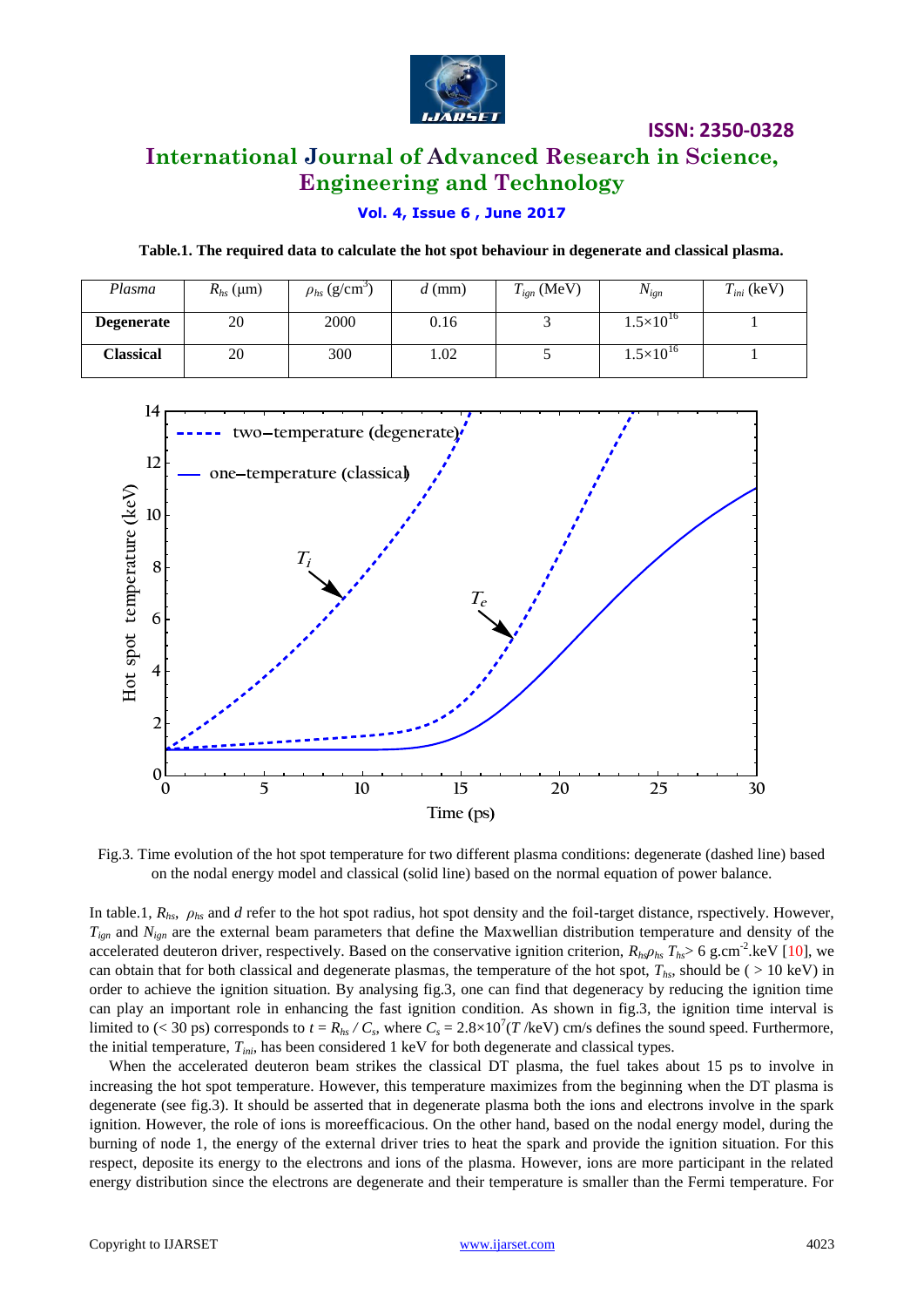**Table.1. The required data to calculate the hot spot behaviour in degenerate and classical plasma.**

| *Plasma* | $R_{hs}$ (μm) | $\rho_{hs}$ (g/cm$^3$) | $d$ (mm) | $T_{ign}$ (MeV) | $N_{ign}$ | $T_{ini}$ (keV) |
|---|---|---|---|---|---|---|
| **Degenerate** | 20 | 2000 | 0.16 | 3 | $1.5\times10^{16}$ | 1 |
| **Classical** | 20 | 300 | 1.02 | 5 | $1.5\times10^{16}$ | 1 |

Fig.3. Time evolution of the hot spot temperature for two different plasma conditions: degenerate (dashed line) based on the nodal energy model and classical (solid line) based on the normal equation of power balance.

In table.1, $R_{hs}$, $\rho_{hs}$ and $d$ refer to the hot spot radius, hot spot density and the foil-target distance, rspectively. However, $T_{ign}$ and $N_{ign}$ are the external beam parameters that define the Maxwellian distribution temperature and density of the accelerated deuteron driver, respectively. Based on the conservative ignition criterion, $R_{hs}\rho_{hs} T_{hs}> 6$ g.cm$^{-2}$.keV [10], we can obtain that for both classical and degenerate plasmas, the temperature of the hot spot, $T_{hs}$, should be ( > 10 keV) in order to achieve the ignition situation. By analysing fig.3, one can find that degeneracy by reducing the ignition time can play an important role in enhancing the fast ignition condition. As shown in fig.3, the ignition time interval is limited to (< 30 ps) corresponds to $t = R_{hs} / C_s$, where $C_s = 2.8\times10^7(T\,/\text{keV})$ cm/s defines the sound speed. Furthermore, the initial temperature, $T_{ini}$, has been considered 1 keV for both degenerate and classical types.

When the accelerated deuteron beam strikes the classical DT plasma, the fuel takes about 15 ps to involve in increasing the hot spot temperature. However, this temperature maximizes from the beginning when the DT plasma is degenerate (see fig.3). It should be asserted that in degenerate plasma both the ions and electrons involve in the spark ignition. However, the role of ions is moreefficacious. On the other hand, based on the nodal energy model, during the burning of node 1, the energy of the external driver tries to heat the spark and provide the ignition situation. For this respect, deposite its energy to the electrons and ions of the plasma. However, ions are more participant in the related energy distribution since the electrons are degenerate and their temperature is smaller than the Fermi temperature. For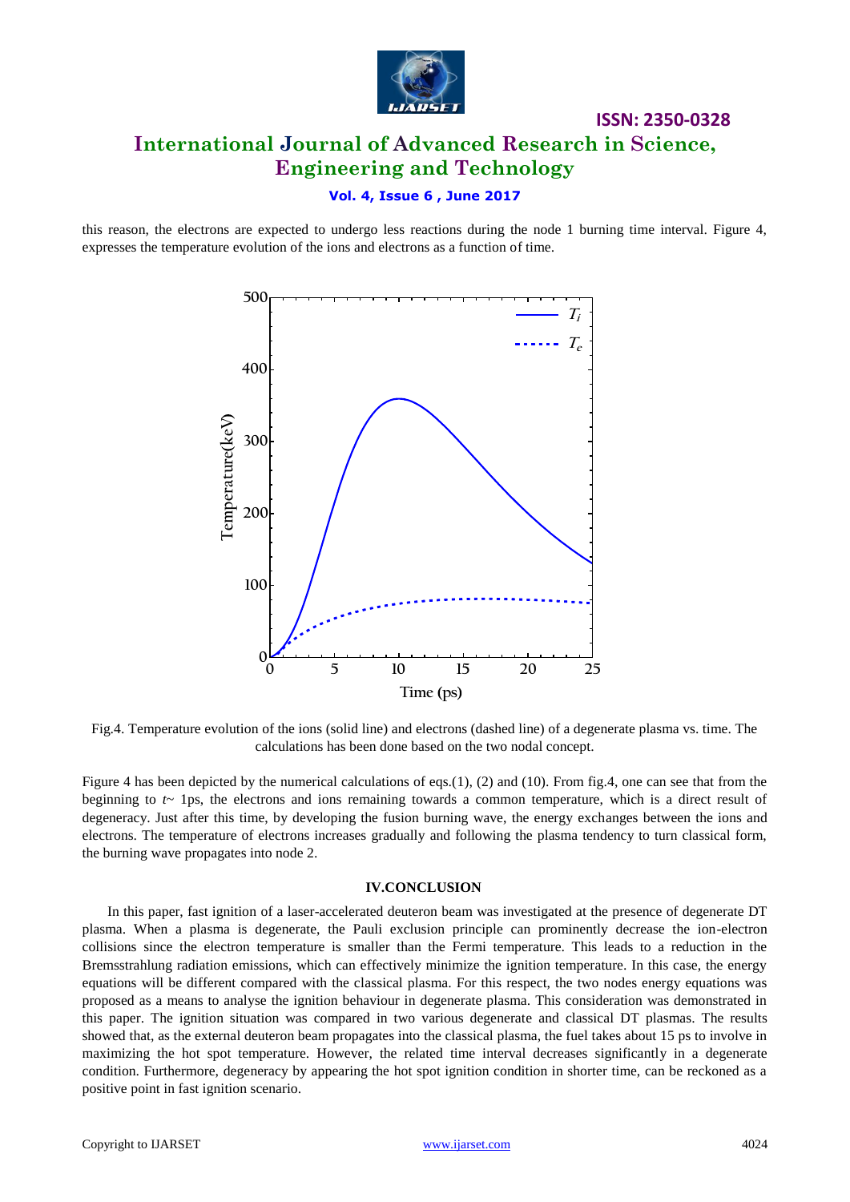this reason, the electrons are expected to undergo less reactions during the node 1 burning time interval. Figure 4, expresses the temperature evolution of the ions and electrons as a function of time.

Fig.4. Temperature evolution of the ions (solid line) and electrons (dashed line) of a degenerate plasma vs. time. The calculations has been done based on the two nodal concept.

Figure 4 has been depicted by the numerical calculations of eqs.(1), (2) and (10). From fig.4, one can see that from the beginning to $t$~ 1ps, the electrons and ions remaining towards a common temperature, which is a direct result of degeneracy. Just after this time, by developing the fusion burning wave, the energy exchanges between the ions and electrons. The temperature of electrons increases gradually and following the plasma tendency to turn classical form, the burning wave propagates into node 2.

## IV.CONCLUSION

In this paper, fast ignition of a laser-accelerated deuteron beam was investigated at the presence of degenerate DT plasma. When a plasma is degenerate, the Pauli exclusion principle can prominently decrease the ion-electron collisions since the electron temperature is smaller than the Fermi temperature. This leads to a reduction in the Bremsstrahlung radiation emissions, which can effectively minimize the ignition temperature. In this case, the energy equations will be different compared with the classical plasma. For this respect, the two nodes energy equations was proposed as a means to analyse the ignition behaviour in degenerate plasma. This consideration was demonstrated in this paper. The ignition situation was compared in two various degenerate and classical DT plasmas. The results showed that, as the external deuteron beam propagates into the classical plasma, the fuel takes about 15 ps to involve in maximizing the hot spot temperature. However, the related time interval decreases significantly in a degenerate condition. Furthermore, degeneracy by appearing the hot spot ignition condition in shorter time, can be reckoned as a positive point in fast ignition scenario.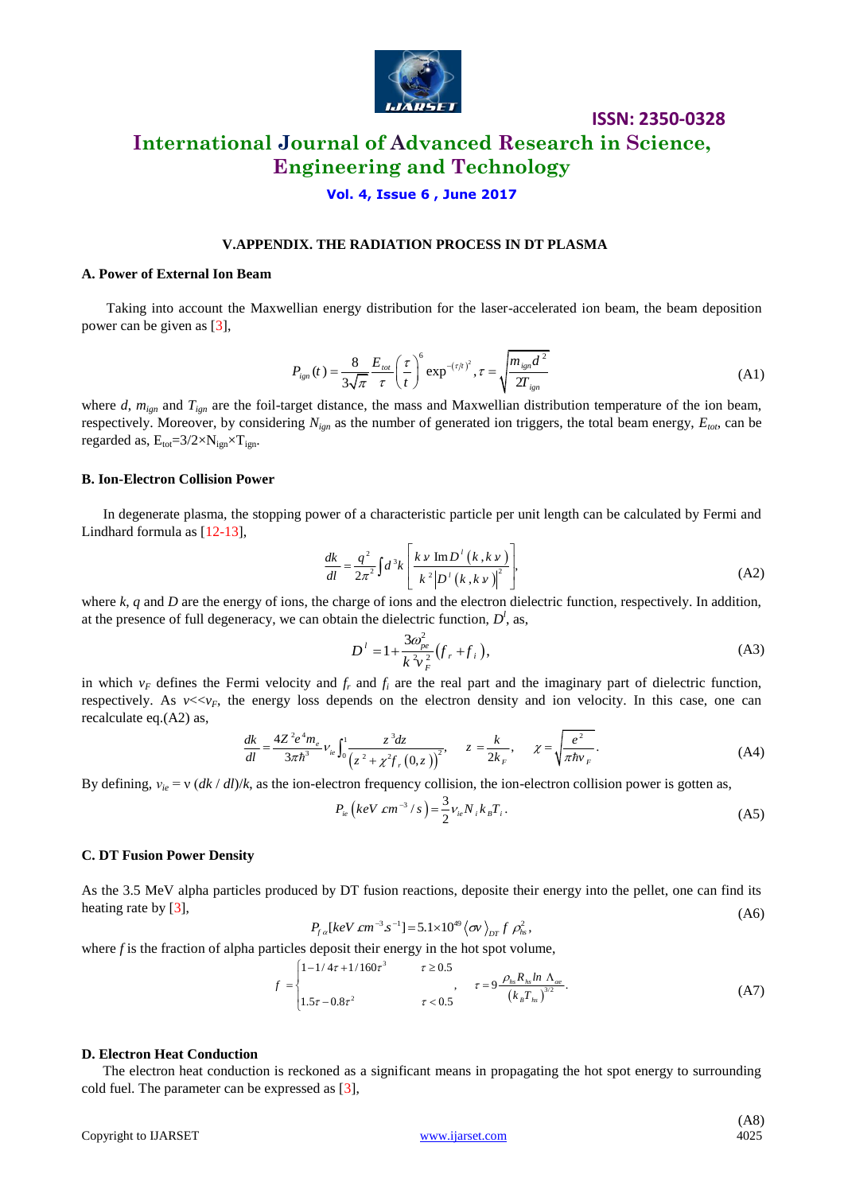### V.APPENDIX. THE RADIATION PROCESS IN DT PLASMA

#### A. Power of External Ion Beam

Taking into account the Maxwellian energy distribution for the laser-accelerated ion beam, the beam deposition power can be given as [3],

$$P_{ign}(t) = \frac{8}{3\sqrt{\pi}} \frac{E_{tot}}{\tau} \left(\frac{\tau}{t}\right)^6 \exp^{-(\tau/t)^2}, \tau = \sqrt{\frac{m_{ign} d^2}{2T_{ign}}} \tag{A1}$$

where $d$, $m_{ign}$ and $T_{ign}$ are the foil-target distance, the mass and Maxwellian distribution temperature of the ion beam, respectively. Moreover, by considering $N_{ign}$ as the number of generated ion triggers, the total beam energy, $E_{tot}$, can be regarded as, $E_{tot}=3/2\times N_{ign}\times T_{ign}$.

#### B. Ion-Electron Collision Power

In degenerate plasma, the stopping power of a characteristic particle per unit length can be calculated by Fermi and Lindhard formula as [12-13],

$$\frac{dk}{dl} = \frac{q^2}{2\pi^2} \int d^3k \left[ \frac{k\,\nu \,\mathrm{Im}\, D^l(k, k\,\nu)}{k^2 \left|D^l(k, k\,\nu)\right|^2} \right], \tag{A2}$$

where $k$, $q$ and $D$ are the energy of ions, the charge of ions and the electron dielectric function, respectively. In addition, at the presence of full degeneracy, we can obtain the dielectric function, $D^l$, as,

$$D^l = 1 + \frac{3\omega_{pe}^2}{k^2 v_F^2}\left(f_r + f_i\right), \tag{A3}$$

in which $v_F$ defines the Fermi velocity and $f_r$ and $f_i$ are the real part and the imaginary part of dielectric function, respectively. As $v \ll v_F$, the energy loss depends on the electron density and ion velocity. In this case, one can recalculate eq.(A2) as,

$$\frac{dk}{dl} = \frac{4Z^2 e^4 m_e}{3\pi\hbar^3} v_{ie} \int_0^1 \frac{z^3 dz}{\left(z^2 + \chi^2 f_r(0,z)\right)^2}, \quad z = \frac{k}{2k_F}, \quad \chi = \sqrt{\frac{e^2}{\pi\hbar v_F}}. \tag{A4}$$

By defining, $v_{ie} = v\,(dk / dl)/k$, as the ion-electron frequency collision, the ion-electron collision power is gotten as,

$$P_{ie}\left(keV\, cm^{-3}/s\right) = \frac{3}{2} v_{ie} N_i k_B T_i. \tag{A5}$$

#### C. DT Fusion Power Density

As the 3.5 MeV alpha particles produced by DT fusion reactions, deposite their energy into the pellet, one can find its heating rate by [3],

$$P_{f\alpha}[keV\, cm^{-3} s^{-1}] = 5.1\times 10^{49} \langle \sigma v \rangle_{DT} f \rho_{hs}^2, \tag{A6}$$

where $f$ is the fraction of alpha particles deposit their energy in the hot spot volume,

$$f = \begin{cases} 1 - 1/4\tau + 1/160\tau^3 & \tau \geq 0.5 \\ 1.5\tau - 0.8\tau^2 & \tau < 0.5 \end{cases}, \quad \tau = 9\frac{\rho_{hs} R_{hs} \ln \Lambda_{\alpha e}}{\left(k_B T_{hs}\right)^{3/2}}. \tag{A7}$$

#### D. Electron Heat Conduction

The electron heat conduction is reckoned as a significant means in propagating the hot spot energy to surrounding cold fuel. The parameter can be expressed as [3],

(A8)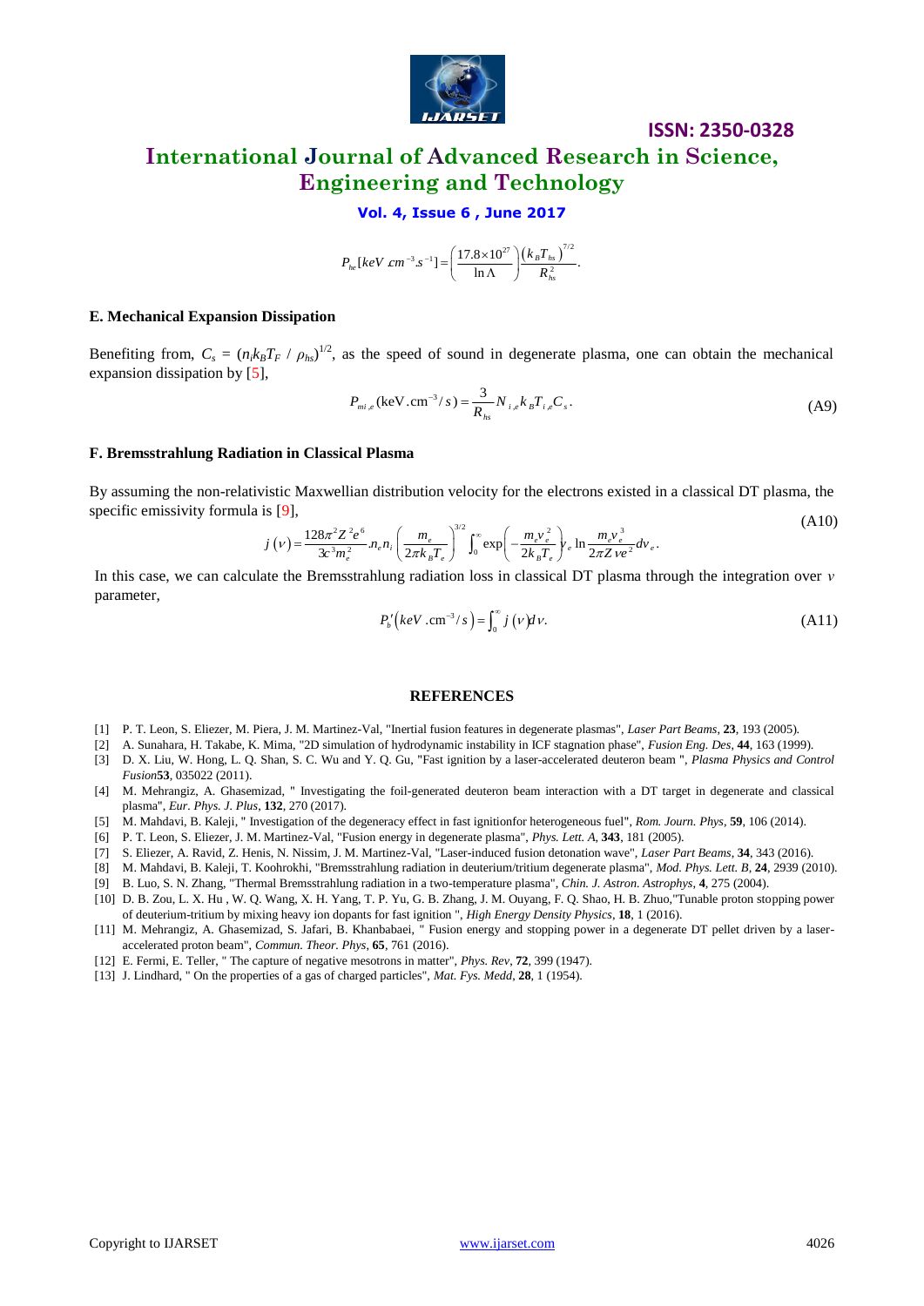$$P_{he}[keV\ cm^{-3}.s^{-1}] = \left(\frac{17.8\times10^{27}}{\ln\Lambda}\right)\frac{(k_B T_{hs})^{7/2}}{R_{hs}^2}.$$

### E. Mechanical Expansion Dissipation

Benefiting from, $C_s = (n_i k_B T_F / \rho_{hs})^{1/2}$, as the speed of sound in degenerate plasma, one can obtain the mechanical expansion dissipation by [5],

$$P_{mi,e}(\text{keV}.\text{cm}^{-3}/s) = \frac{3}{R_{hs}} N_{i,e} k_B T_{i,e} C_s. \tag{A9}$$

### F. Bremsstrahlung Radiation in Classical Plasma

By assuming the non-relativistic Maxwellian distribution velocity for the electrons existed in a classical DT plasma, the specific emissivity formula is [9],

$$j(\nu) = \frac{128\pi^2 Z^2 e^6}{3c^3 m_e^2}.n_e n_i \left(\frac{m_e}{2\pi k_B T_e}\right)^{3/2} \int_0^\infty \exp\left(-\frac{m_e v_e^2}{2k_B T_e}\right) v_e \ln\frac{m_e v_e^3}{2\pi Z \nu e^2} dv_e. \tag{A10}$$

In this case, we can calculate the Bremsstrahlung radiation loss in classical DT plasma through the integration over $\nu$ parameter,

$$P_b'\left(keV\ .\text{cm}^{-3}/s\right) = \int_0^\infty j(\nu) d\nu. \tag{A11}$$

## REFERENCES

[1] P. T. Leon, S. Eliezer, M. Piera, J. M. Martinez-Val, "Inertial fusion features in degenerate plasmas", *Laser Part Beams*, **23**, 193 (2005).

[2] A. Sunahara, H. Takabe, K. Mima, "2D simulation of hydrodynamic instability in ICF stagnation phase", *Fusion Eng. Des*, **44**, 163 (1999).

[3] D. X. Liu, W. Hong, L. Q. Shan, S. C. Wu and Y. Q. Gu, "Fast ignition by a laser-accelerated deuteron beam ", *Plasma Physics and Control Fusion***53**, 035022 (2011).

[4] M. Mehrangiz, A. Ghasemizad, " Investigating the foil-generated deuteron beam interaction with a DT target in degenerate and classical plasma", *Eur. Phys. J. Plus*, **132**, 270 (2017).

[5] M. Mahdavi, B. Kaleji, " Investigation of the degeneracy effect in fast ignitionfor heterogeneous fuel", *Rom. Journ. Phys*, **59**, 106 (2014).

[6] P. T. Leon, S. Eliezer, J. M. Martinez-Val, "Fusion energy in degenerate plasma", *Phys. Lett. A*, **343**, 181 (2005).

[7] S. Eliezer, A. Ravid, Z. Henis, N. Nissim, J. M. Martinez-Val, "Laser-induced fusion detonation wave", *Laser Part Beams*, **34**, 343 (2016).

[8] M. Mahdavi, B. Kaleji, T. Koohrokhi, "Bremsstrahlung radiation in deuterium/tritium degenerate plasma", *Mod. Phys. Lett. B*, **24**, 2939 (2010).

[9] B. Luo, S. N. Zhang, "Thermal Bremsstrahlung radiation in a two-temperature plasma", *Chin. J. Astron. Astrophys*, **4**, 275 (2004).

[10] D. B. Zou, L. X. Hu , W. Q. Wang, X. H. Yang, T. P. Yu, G. B. Zhang, J. M. Ouyang, F. Q. Shao, H. B. Zhuo,"Tunable proton stopping power of deuterium-tritium by mixing heavy ion dopants for fast ignition ", *High Energy Density Physics*, **18**, 1 (2016).

[11] M. Mehrangiz, A. Ghasemizad, S. Jafari, B. Khanbabaei, " Fusion energy and stopping power in a degenerate DT pellet driven by a laser-accelerated proton beam", *Commun. Theor. Phys*, **65**, 761 (2016).

[12] E. Fermi, E. Teller, " The capture of negative mesotrons in matter", *Phys. Rev*, **72**, 399 (1947).

[13] J. Lindhard, " On the properties of a gas of charged particles", *Mat. Fys. Medd*, **28**, 1 (1954).